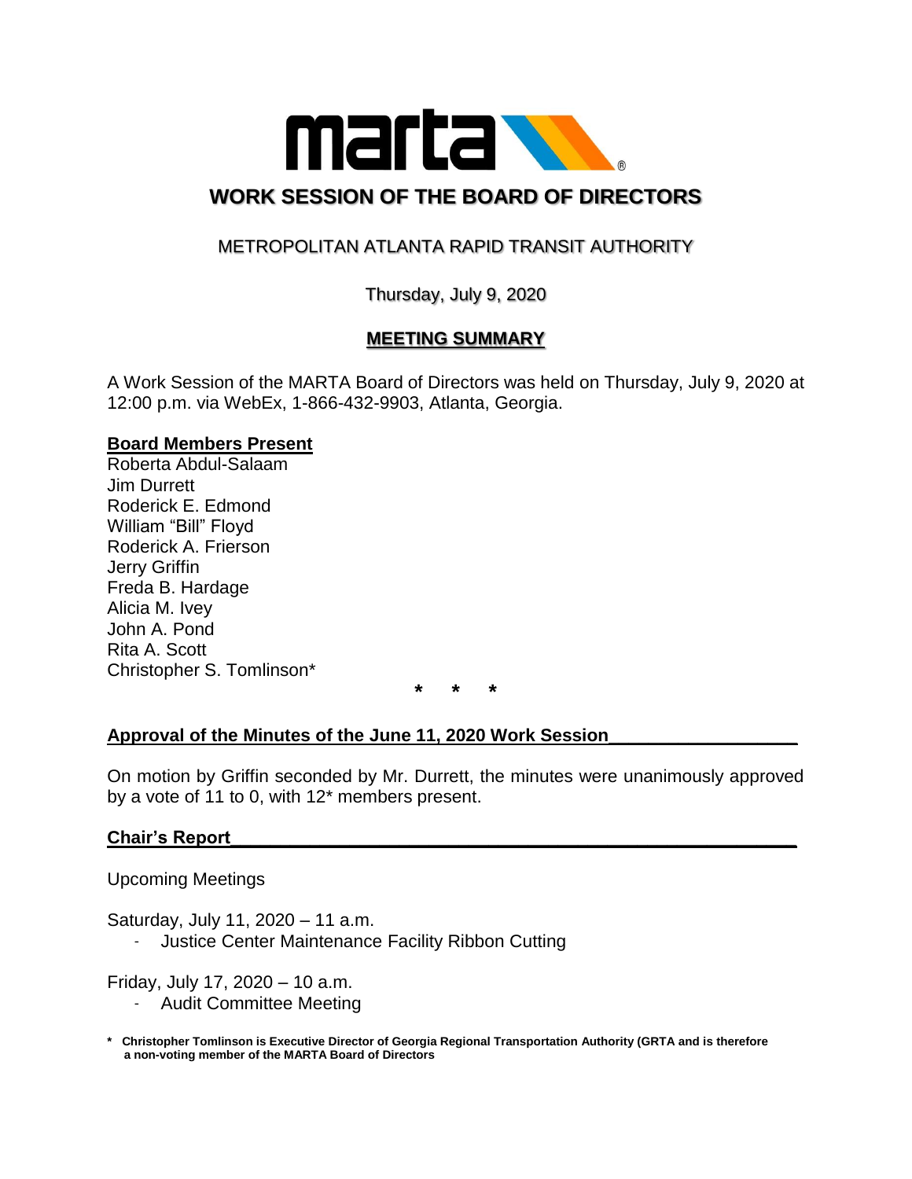# WORK SESSION OF THE BOARD OF DIRECTORS

## METROPOLITAN ATLANTA RAPID TRANSIT AUTHORITY

Thursday, July 9, 2020

**MEETING SUMMARY**

A Work Session of the MARTA Board of Directors was held on Thursday, July 9, 2020 at 12:00 p.m. via WebEx, 1-866-432-9903, Atlanta, Georgia.

**Board Members Present**

Roberta Abdul-Salaam
Jim Durrett
Roderick E. Edmond
William "Bill" Floyd
Roderick A. Frierson
Jerry Griffin
Freda B. Hardage
Alicia M. Ivey
John A. Pond
Rita A. Scott
Christopher S. Tomlinson*

\* \* \*

**Approval of the Minutes of the June 11, 2020 Work Session**

On motion by Griffin seconded by Mr. Durrett, the minutes were unanimously approved by a vote of 11 to 0, with 12* members present.

**Chair's Report**

Upcoming Meetings

Saturday, July 11, 2020 – 11 a.m.

- Justice Center Maintenance Facility Ribbon Cutting

Friday, July 17, 2020 – 10 a.m.

- Audit Committee Meeting

**\* Christopher Tomlinson is Executive Director of Georgia Regional Transportation Authority (GRTA and is therefore a non-voting member of the MARTA Board of Directors**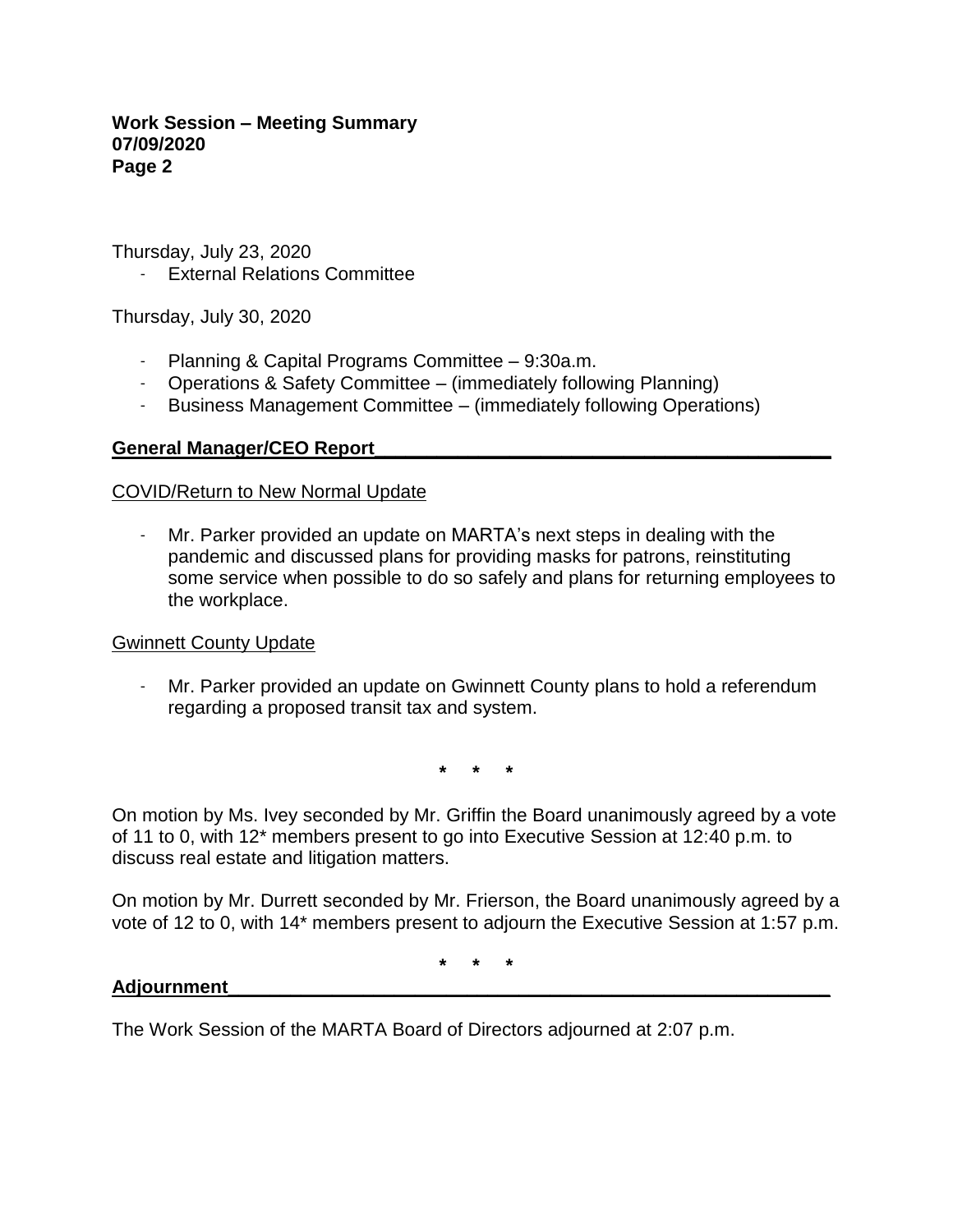Thursday, July 23, 2020

- External Relations Committee

Thursday, July 30, 2020

- Planning & Capital Programs Committee – 9:30a.m.
- Operations & Safety Committee – (immediately following Planning)
- Business Management Committee – (immediately following Operations)

## General Manager/CEO Report

COVID/Return to New Normal Update

- Mr. Parker provided an update on MARTA's next steps in dealing with the pandemic and discussed plans for providing masks for patrons, reinstituting some service when possible to do so safely and plans for returning employees to the workplace.

Gwinnett County Update

- Mr. Parker provided an update on Gwinnett County plans to hold a referendum regarding a proposed transit tax and system.

\* \* \*

On motion by Ms. Ivey seconded by Mr. Griffin the Board unanimously agreed by a vote of 11 to 0, with 12* members present to go into Executive Session at 12:40 p.m. to discuss real estate and litigation matters.

On motion by Mr. Durrett seconded by Mr. Frierson, the Board unanimously agreed by a vote of 12 to 0, with 14* members present to adjourn the Executive Session at 1:57 p.m.

\* \* \*

## Adjournment

The Work Session of the MARTA Board of Directors adjourned at 2:07 p.m.